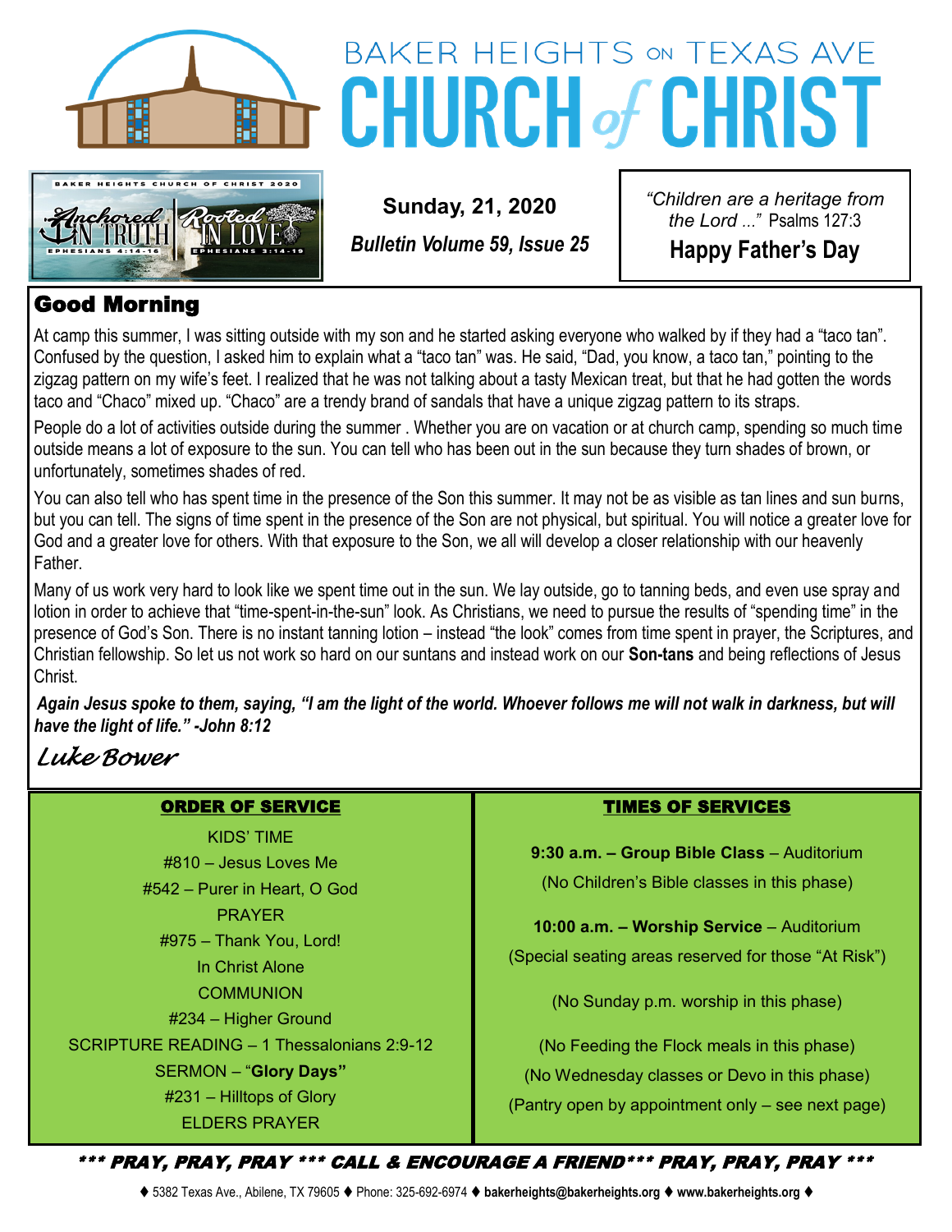# BAKER HEIGHTS ON TEXAS AVE CHURCH of CHRIST

BAKER HEIGHTS CHURCH OF CHRIST 2020
Anchored IN TRUTH — EPHESIANS 4:14-16
Rooted IN LOVE — EPHESIANS 3:14-19

**Sunday, 21, 2020**

***Bulletin Volume 59, Issue 25***

*"Children are a heritage from the Lord ..."* Psalms 127:3

**Happy Father's Day**

## Good Morning

At camp this summer, I was sitting outside with my son and he started asking everyone who walked by if they had a "taco tan". Confused by the question, I asked him to explain what a "taco tan" was. He said, "Dad, you know, a taco tan," pointing to the zigzag pattern on my wife's feet. I realized that he was not talking about a tasty Mexican treat, but that he had gotten the words taco and "Chaco" mixed up. "Chaco" are a trendy brand of sandals that have a unique zigzag pattern to its straps.

People do a lot of activities outside during the summer . Whether you are on vacation or at church camp, spending so much time outside means a lot of exposure to the sun. You can tell who has been out in the sun because they turn shades of brown, or unfortunately, sometimes shades of red.

You can also tell who has spent time in the presence of the Son this summer. It may not be as visible as tan lines and sun burns, but you can tell. The signs of time spent in the presence of the Son are not physical, but spiritual. You will notice a greater love for God and a greater love for others. With that exposure to the Son, we all will develop a closer relationship with our heavenly Father.

Many of us work very hard to look like we spent time out in the sun. We lay outside, go to tanning beds, and even use spray and lotion in order to achieve that "time-spent-in-the-sun" look. As Christians, we need to pursue the results of "spending time" in the presence of God's Son. There is no instant tanning lotion – instead "the look" comes from time spent in prayer, the Scriptures, and Christian fellowship. So let us not work so hard on our suntans and instead work on our **Son-tans** and being reflections of Jesus Christ.

***Again Jesus spoke to them, saying, "I am the light of the world. Whoever follows me will not walk in darkness, but will have the light of life." -John 8:12***

*Luke Bower*

### ORDER OF SERVICE

KIDS' TIME
#810 – Jesus Loves Me
#542 – Purer in Heart, O God
PRAYER
#975 – Thank You, Lord!
In Christ Alone
COMMUNION
#234 – Higher Ground
SCRIPTURE READING – 1 Thessalonians 2:9-12
SERMON – "**Glory Days"**
#231 – Hilltops of Glory
ELDERS PRAYER

### TIMES OF SERVICES

**9:30 a.m. – Group Bible Class** – Auditorium
(No Children's Bible classes in this phase)

**10:00 a.m. – Worship Service** – Auditorium
(Special seating areas reserved for those "At Risk")

(No Sunday p.m. worship in this phase)

(No Feeding the Flock meals in this phase)
(No Wednesday classes or Devo in this phase)
(Pantry open by appointment only – see next page)

***\*\*\* PRAY, PRAY, PRAY \*\*\* CALL & ENCOURAGE A FRIEND\*\*\* PRAY, PRAY, PRAY \*\*\****

♦ 5382 Texas Ave., Abilene, TX 79605 ♦ Phone: 325-692-6974 ♦ **bakerheights@bakerheights.org** ♦ **www.bakerheights.org** ♦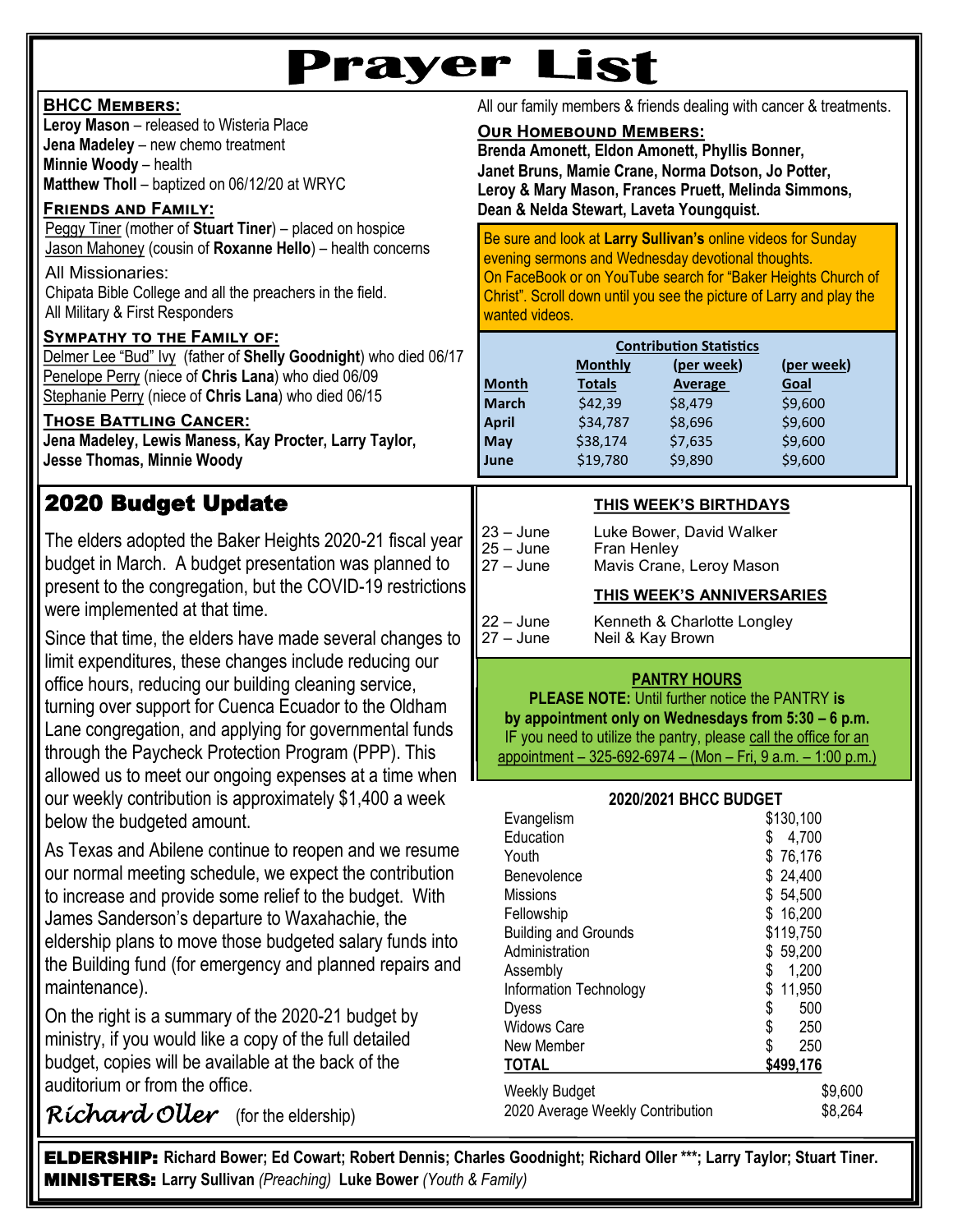# Prayer List

**BHCC Members:**

**Leroy Mason** – released to Wisteria Place
**Jena Madeley** – new chemo treatment
**Minnie Woody** – health
**Matthew Tholl** – baptized on 06/12/20 at WRYC

**Friends and Family:**

Peggy Tiner (mother of **Stuart Tiner**) – placed on hospice
Jason Mahoney (cousin of **Roxanne Hello**) – health concerns

All Missionaries:
Chipata Bible College and all the preachers in the field.
All Military & First Responders

**Sympathy to the Family of:**

Delmer Lee "Bud" Ivy (father of **Shelly Goodnight**) who died 06/17
Penelope Perry (niece of **Chris Lana**) who died 06/09
Stephanie Perry (niece of **Chris Lana**) who died 06/15

**Those Battling Cancer:**

**Jena Madeley, Lewis Maness, Kay Procter, Larry Taylor, Jesse Thomas, Minnie Woody**

All our family members & friends dealing with cancer & treatments.

**Our Homebound Members:**

**Brenda Amonett, Eldon Amonett, Phyllis Bonner, Janet Bruns, Mamie Crane, Norma Dotson, Jo Potter, Leroy & Mary Mason, Frances Pruett, Melinda Simmons, Dean & Nelda Stewart, Laveta Youngquist.**

Be sure and look at **Larry Sullivan's** online videos for Sunday evening sermons and Wednesday devotional thoughts.
On FaceBook or on YouTube search for "Baker Heights Church of Christ". Scroll down until you see the picture of Larry and play the wanted videos.

**Contribution Statistics**

| Month | Monthly Totals | (per week) Average | (per week) Goal |
|---|---|---|---|
| March | $42,39 | $8,479 | $9,600 |
| April | $34,787 | $8,696 | $9,600 |
| May | $38,174 | $7,635 | $9,600 |
| June | $19,780 | $9,890 | $9,600 |

## 2020 Budget Update

The elders adopted the Baker Heights 2020-21 fiscal year budget in March. A budget presentation was planned to present to the congregation, but the COVID-19 restrictions were implemented at that time.

Since that time, the elders have made several changes to limit expenditures, these changes include reducing our office hours, reducing our building cleaning service, turning over support for Cuenca Ecuador to the Oldham Lane congregation, and applying for governmental funds through the Paycheck Protection Program (PPP). This allowed us to meet our ongoing expenses at a time when our weekly contribution is approximately $1,400 a week below the budgeted amount.

As Texas and Abilene continue to reopen and we resume our normal meeting schedule, we expect the contribution to increase and provide some relief to the budget. With James Sanderson's departure to Waxahachie, the eldership plans to move those budgeted salary funds into the Building fund (for emergency and planned repairs and maintenance).

On the right is a summary of the 2020-21 budget by ministry, if you would like a copy of the full detailed budget, copies will be available at the back of the auditorium or from the office.

*Richard Oller* (for the eldership)

**THIS WEEK'S BIRTHDAYS**

23 – June Luke Bower, David Walker
25 – June Fran Henley
27 – June Mavis Crane, Leroy Mason

**THIS WEEK'S ANNIVERSARIES**

22 – June Kenneth & Charlotte Longley
27 – June Neil & Kay Brown

**PANTRY HOURS**

**PLEASE NOTE:** Until further notice the PANTRY **is by appointment only on Wednesdays from 5:30 – 6 p.m.**
IF you need to utilize the pantry, please call the office for an appointment – 325-692-6974 – (Mon – Fri, 9 a.m. – 1:00 p.m.)

**2020/2021 BHCC BUDGET**

| | |
|---|---|
| Evangelism | $130,100 |
| Education | $ 4,700 |
| Youth | $ 76,176 |
| Benevolence | $ 24,400 |
| Missions | $ 54,500 |
| Fellowship | $ 16,200 |
| Building and Grounds | $119,750 |
| Administration | $ 59,200 |
| Assembly | $ 1,200 |
| Information Technology | $ 11,950 |
| Dyess | $ 500 |
| Widows Care | $ 250 |
| New Member | $ 250 |
| **TOTAL** | **$499,176** |
| Weekly Budget | $9,600 |
| 2020 Average Weekly Contribution | $8,264 |

**ELDERSHIP:** **Richard Bower; Ed Cowart; Robert Dennis; Charles Goodnight; Richard Oller \*\*\*; Larry Taylor; Stuart Tiner.**
**MINISTERS:** **Larry Sullivan** *(Preaching)* **Luke Bower** *(Youth & Family)*